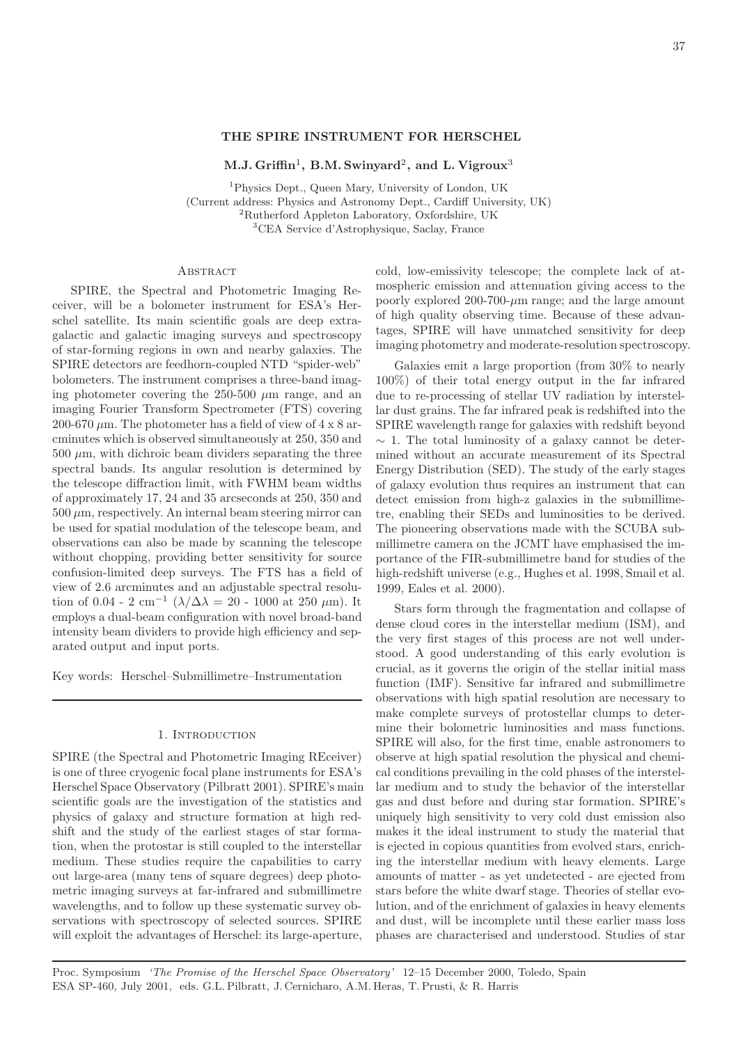# THE SPIRE INSTRUMENT FOR HERSCHEL

**M.J. Griffin[1], B.M. Swinyard[2], and L. Vigroux[3]**

[1]Physics Dept., Queen Mary, University of London, UK
(Current address: Physics and Astronomy Dept., Cardiff University, UK)
[2]Rutherford Appleton Laboratory, Oxfordshire, UK
[3]CEA Service d'Astrophysique, Saclay, France

## Abstract

SPIRE, the Spectral and Photometric Imaging Receiver, will be a bolometer instrument for ESA's Herschel satellite. Its main scientific goals are deep extragalactic and galactic imaging surveys and spectroscopy of star-forming regions in own and nearby galaxies. The SPIRE detectors are feedhorn-coupled NTD "spider-web" bolometers. The instrument comprises a three-band imaging photometer covering the 250-500 $\mu$m range, and an imaging Fourier Transform Spectrometer (FTS) covering 200-670 $\mu$m. The photometer has a field of view of 4 x 8 arcminutes which is observed simultaneously at 250, 350 and 500 $\mu$m, with dichroic beam dividers separating the three spectral bands. Its angular resolution is determined by the telescope diffraction limit, with FWHM beam widths of approximately 17, 24 and 35 arcseconds at 250, 350 and 500 $\mu$m, respectively. An internal beam steering mirror can be used for spatial modulation of the telescope beam, and observations can also be made by scanning the telescope without chopping, providing better sensitivity for source confusion-limited deep surveys. The FTS has a field of view of 2.6 arcminutes and an adjustable spectral resolution of 0.04 - 2 cm$^{-1}$ ($\lambda/\Delta\lambda$ = 20 - 1000 at 250 $\mu$m). It employs a dual-beam configuration with novel broad-band intensity beam dividers to provide high efficiency and separated output and input ports.

Key words: Herschel–Submillimetre–Instrumentation

## 1. Introduction

SPIRE (the Spectral and Photometric Imaging REceiver) is one of three cryogenic focal plane instruments for ESA's Herschel Space Observatory (Pilbratt 2001). SPIRE's main scientific goals are the investigation of the statistics and physics of galaxy and structure formation at high redshift and the study of the earliest stages of star formation, when the protostar is still coupled to the interstellar medium. These studies require the capabilities to carry out large-area (many tens of square degrees) deep photometric imaging surveys at far-infrared and submillimetre wavelengths, and to follow up these systematic survey observations with spectroscopy of selected sources. SPIRE will exploit the advantages of Herschel: its large-aperture, cold, low-emissivity telescope; the complete lack of atmospheric emission and attenuation giving access to the poorly explored 200-700-$\mu$m range; and the large amount of high quality observing time. Because of these advantages, SPIRE will have unmatched sensitivity for deep imaging photometry and moderate-resolution spectroscopy.

Galaxies emit a large proportion (from 30% to nearly 100%) of their total energy output in the far infrared due to re-processing of stellar UV radiation by interstellar dust grains. The far infrared peak is redshifted into the SPIRE wavelength range for galaxies with redshift beyond $\sim$ 1. The total luminosity of a galaxy cannot be determined without an accurate measurement of its Spectral Energy Distribution (SED). The study of the early stages of galaxy evolution thus requires an instrument that can detect emission from high-z galaxies in the submillimetre, enabling their SEDs and luminosities to be derived. The pioneering observations made with the SCUBA submillimetre camera on the JCMT have emphasised the importance of the FIR-submillimetre band for studies of the high-redshift universe (e.g., Hughes et al. 1998, Smail et al. 1999, Eales et al. 2000).

Stars form through the fragmentation and collapse of dense cloud cores in the interstellar medium (ISM), and the very first stages of this process are not well understood. A good understanding of this early evolution is crucial, as it governs the origin of the stellar initial mass function (IMF). Sensitive far infrared and submillimetre observations with high spatial resolution are necessary to make complete surveys of protostellar clumps to determine their bolometric luminosities and mass functions. SPIRE will also, for the first time, enable astronomers to observe at high spatial resolution the physical and chemical conditions prevailing in the cold phases of the interstellar medium and to study the behavior of the interstellar gas and dust before and during star formation. SPIRE's uniquely high sensitivity to very cold dust emission also makes it the ideal instrument to study the material that is ejected in copious quantities from evolved stars, enriching the interstellar medium with heavy elements. Large amounts of matter - as yet undetected - are ejected from stars before the white dwarf stage. Theories of stellar evolution, and of the enrichment of galaxies in heavy elements and dust, will be incomplete until these earlier mass loss phases are characterised and understood. Studies of star

Proc. Symposium *'The Promise of the Herschel Space Observatory'* 12–15 December 2000, Toledo, Spain
ESA SP-460, July 2001, eds. G.L. Pilbratt, J. Cernicharo, A.M. Heras, T. Prusti, & R. Harris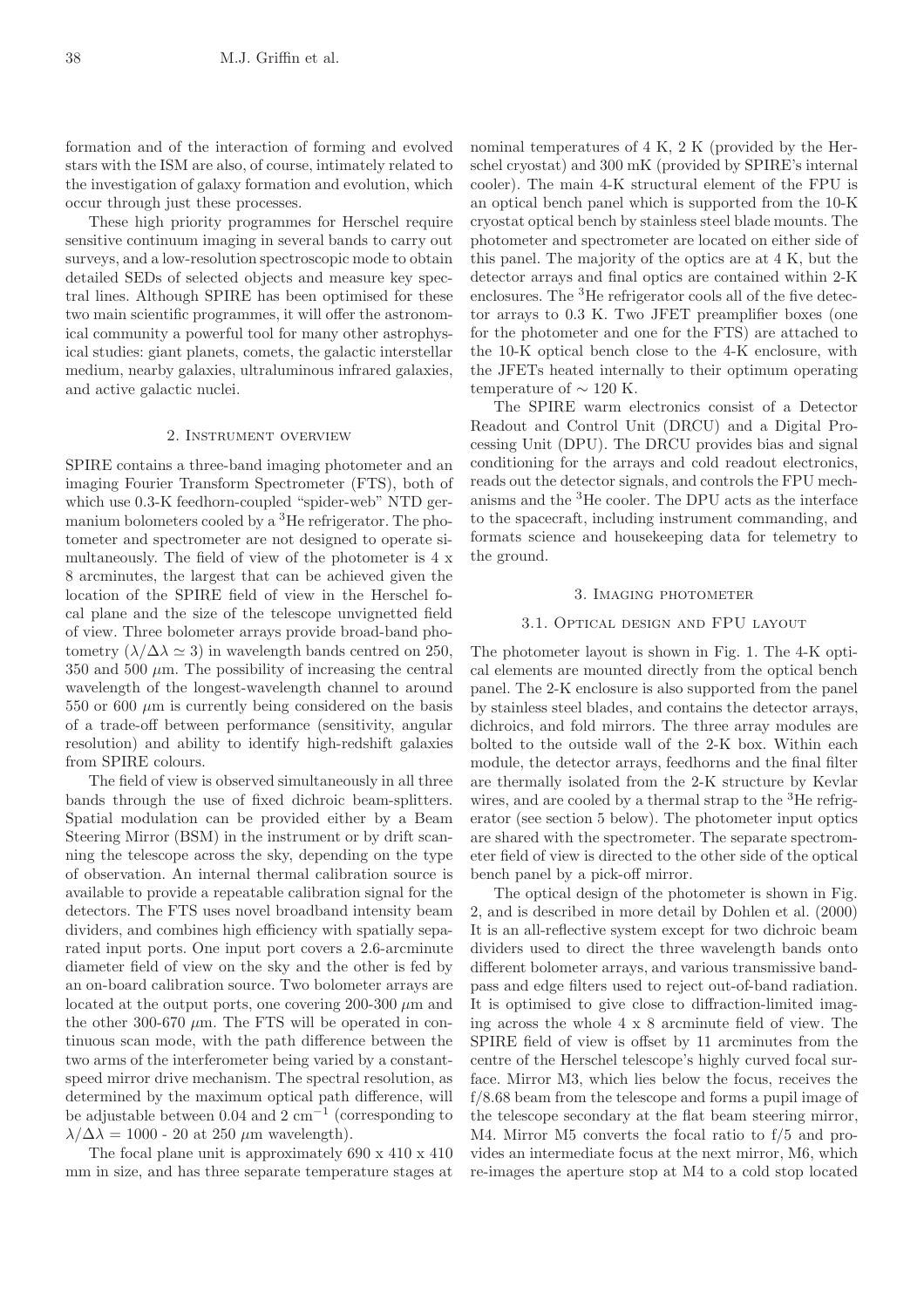formation and of the interaction of forming and evolved stars with the ISM are also, of course, intimately related to the investigation of galaxy formation and evolution, which occur through just these processes.

These high priority programmes for Herschel require sensitive continuum imaging in several bands to carry out surveys, and a low-resolution spectroscopic mode to obtain detailed SEDs of selected objects and measure key spectral lines. Although SPIRE has been optimised for these two main scientific programmes, it will offer the astronomical community a powerful tool for many other astrophysical studies: giant planets, comets, the galactic interstellar medium, nearby galaxies, ultraluminous infrared galaxies, and active galactic nuclei.

## 2. Instrument overview

SPIRE contains a three-band imaging photometer and an imaging Fourier Transform Spectrometer (FTS), both of which use 0.3-K feedhorn-coupled "spider-web" NTD germanium bolometers cooled by a $^3$He refrigerator. The photometer and spectrometer are not designed to operate simultaneously. The field of view of the photometer is 4 x 8 arcminutes, the largest that can be achieved given the location of the SPIRE field of view in the Herschel focal plane and the size of the telescope unvignetted field of view. Three bolometer arrays provide broad-band photometry ($\lambda/\Delta\lambda \simeq 3$) in wavelength bands centred on 250, 350 and 500 $\mu$m. The possibility of increasing the central wavelength of the longest-wavelength channel to around 550 or 600 $\mu$m is currently being considered on the basis of a trade-off between performance (sensitivity, angular resolution) and ability to identify high-redshift galaxies from SPIRE colours.

The field of view is observed simultaneously in all three bands through the use of fixed dichroic beam-splitters. Spatial modulation can be provided either by a Beam Steering Mirror (BSM) in the instrument or by drift scanning the telescope across the sky, depending on the type of observation. An internal thermal calibration source is available to provide a repeatable calibration signal for the detectors. The FTS uses novel broadband intensity beam dividers, and combines high efficiency with spatially separated input ports. One input port covers a 2.6-arcminute diameter field of view on the sky and the other is fed by an on-board calibration source. Two bolometer arrays are located at the output ports, one covering 200-300 $\mu$m and the other 300-670 $\mu$m. The FTS will be operated in continuous scan mode, with the path difference between the two arms of the interferometer being varied by a constant-speed mirror drive mechanism. The spectral resolution, as determined by the maximum optical path difference, will be adjustable between 0.04 and 2 cm$^{-1}$ (corresponding to $\lambda/\Delta\lambda = 1000$ - 20 at 250 $\mu$m wavelength).

The focal plane unit is approximately 690 x 410 x 410 mm in size, and has three separate temperature stages at nominal temperatures of 4 K, 2 K (provided by the Herschel cryostat) and 300 mK (provided by SPIRE's internal cooler). The main 4-K structural element of the FPU is an optical bench panel which is supported from the 10-K cryostat optical bench by stainless steel blade mounts. The photometer and spectrometer are located on either side of this panel. The majority of the optics are at 4 K, but the detector arrays and final optics are contained within 2-K enclosures. The $^3$He refrigerator cools all of the five detector arrays to 0.3 K. Two JFET preamplifier boxes (one for the photometer and one for the FTS) are attached to the 10-K optical bench close to the 4-K enclosure, with the JFETs heated internally to their optimum operating temperature of $\sim 120$ K.

The SPIRE warm electronics consist of a Detector Readout and Control Unit (DRCU) and a Digital Processing Unit (DPU). The DRCU provides bias and signal conditioning for the arrays and cold readout electronics, reads out the detector signals, and controls the FPU mechanisms and the $^3$He cooler. The DPU acts as the interface to the spacecraft, including instrument commanding, and formats science and housekeeping data for telemetry to the ground.

## 3. Imaging photometer

### 3.1. Optical design and FPU layout

The photometer layout is shown in Fig. 1. The 4-K optical elements are mounted directly from the optical bench panel. The 2-K enclosure is also supported from the panel by stainless steel blades, and contains the detector arrays, dichroics, and fold mirrors. The three array modules are bolted to the outside wall of the 2-K box. Within each module, the detector arrays, feedhorns and the final filter are thermally isolated from the 2-K structure by Kevlar wires, and are cooled by a thermal strap to the $^3$He refrigerator (see section 5 below). The photometer input optics are shared with the spectrometer. The separate spectrometer field of view is directed to the other side of the optical bench panel by a pick-off mirror.

The optical design of the photometer is shown in Fig. 2, and is described in more detail by Dohlen et al. (2000) It is an all-reflective system except for two dichroic beam dividers used to direct the three wavelength bands onto different bolometer arrays, and various transmissive bandpass and edge filters used to reject out-of-band radiation. It is optimised to give close to diffraction-limited imaging across the whole 4 x 8 arcminute field of view. The SPIRE field of view is offset by 11 arcminutes from the centre of the Herschel telescope's highly curved focal surface. Mirror M3, which lies below the focus, receives the f/8.68 beam from the telescope and forms a pupil image of the telescope secondary at the flat beam steering mirror, M4. Mirror M5 converts the focal ratio to f/5 and provides an intermediate focus at the next mirror, M6, which re-images the aperture stop at M4 to a cold stop located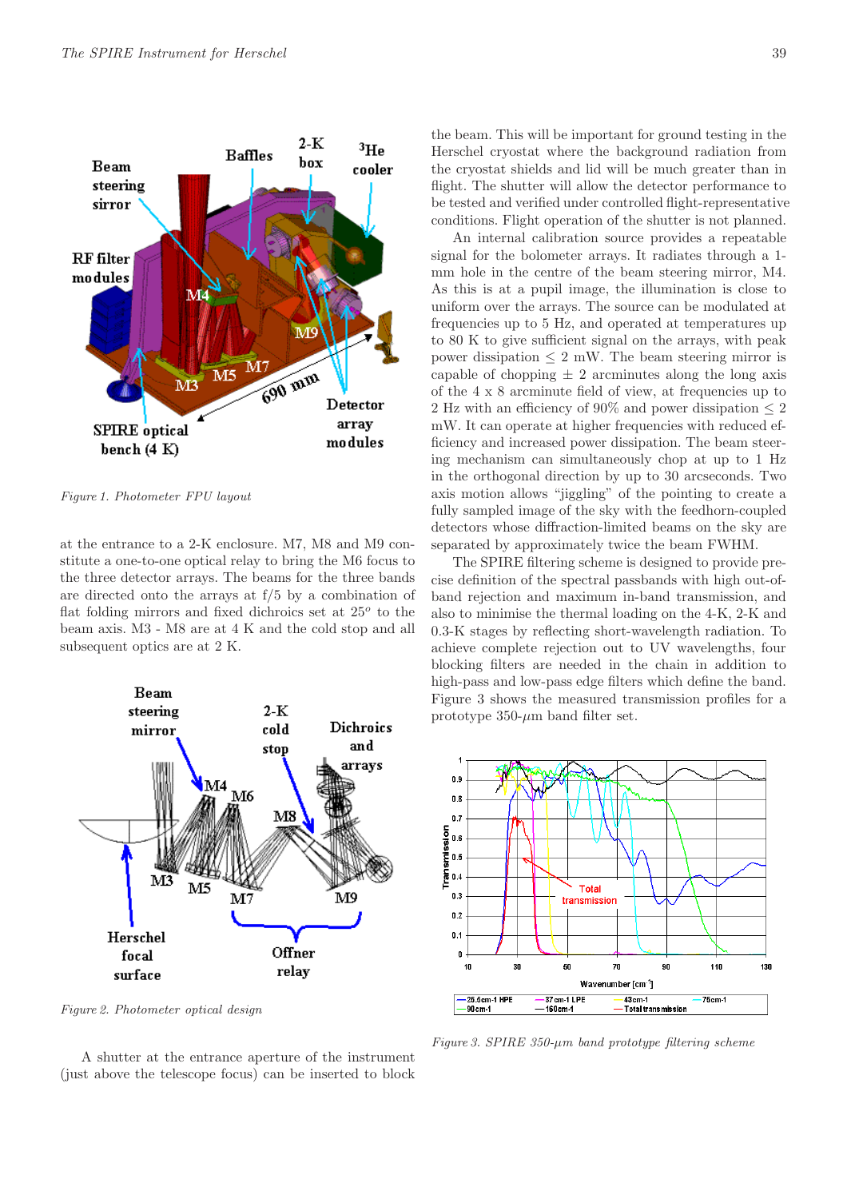Figure 1. Photometer FPU layout

at the entrance to a 2-K enclosure. M7, M8 and M9 constitute a one-to-one optical relay to bring the M6 focus to the three detector arrays. The beams for the three bands are directed onto the arrays at f/5 by a combination of flat folding mirrors and fixed dichroics set at $25^o$ to the beam axis. M3 - M8 are at 4 K and the cold stop and all subsequent optics are at 2 K.

Figure 2. Photometer optical design

A shutter at the entrance aperture of the instrument (just above the telescope focus) can be inserted to block the beam. This will be important for ground testing in the Herschel cryostat where the background radiation from the cryostat shields and lid will be much greater than in flight. The shutter will allow the detector performance to be tested and verified under controlled flight-representative conditions. Flight operation of the shutter is not planned.

An internal calibration source provides a repeatable signal for the bolometer arrays. It radiates through a 1-mm hole in the centre of the beam steering mirror, M4. As this is at a pupil image, the illumination is close to uniform over the arrays. The source can be modulated at frequencies up to 5 Hz, and operated at temperatures up to 80 K to give sufficient signal on the arrays, with peak power dissipation $\leq$ 2 mW. The beam steering mirror is capable of chopping $\pm$ 2 arcminutes along the long axis of the 4 x 8 arcminute field of view, at frequencies up to 2 Hz with an efficiency of 90% and power dissipation $\leq$ 2 mW. It can operate at higher frequencies with reduced efficiency and increased power dissipation. The beam steering mechanism can simultaneously chop at up to 1 Hz in the orthogonal direction by up to 30 arcseconds. Two axis motion allows "jiggling" of the pointing to create a fully sampled image of the sky with the feedhorn-coupled detectors whose diffraction-limited beams on the sky are separated by approximately twice the beam FWHM.

The SPIRE filtering scheme is designed to provide precise definition of the spectral passbands with high out-of-band rejection and maximum in-band transmission, and also to minimise the thermal loading on the 4-K, 2-K and 0.3-K stages by reflecting short-wavelength radiation. To achieve complete rejection out to UV wavelengths, four blocking filters are needed in the chain in addition to high-pass and low-pass edge filters which define the band. Figure 3 shows the measured transmission profiles for a prototype 350-$\mu$m band filter set.

Figure 3. SPIRE 350-$\mu$m band prototype filtering scheme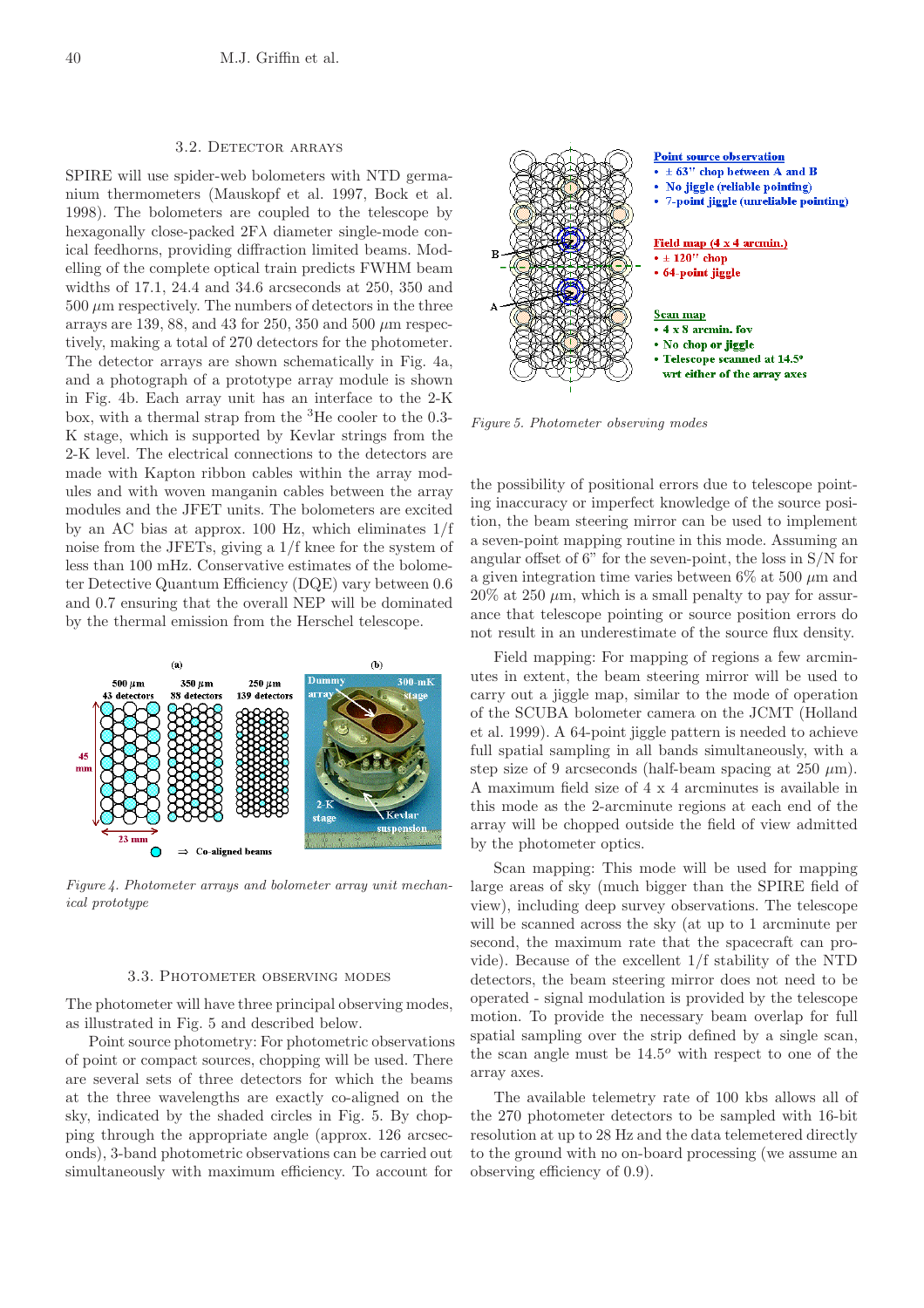### 3.2. Detector arrays

SPIRE will use spider-web bolometers with NTD germanium thermometers (Mauskopf et al. 1997, Bock et al. 1998). The bolometers are coupled to the telescope by hexagonally close-packed 2F$\lambda$ diameter single-mode conical feedhorns, providing diffraction limited beams. Modelling of the complete optical train predicts FWHM beam widths of 17.1, 24.4 and 34.6 arcseconds at 250, 350 and 500 $\mu$m respectively. The numbers of detectors in the three arrays are 139, 88, and 43 for 250, 350 and 500 $\mu$m respectively, making a total of 270 detectors for the photometer. The detector arrays are shown schematically in Fig. 4a, and a photograph of a prototype array module is shown in Fig. 4b. Each array unit has an interface to the 2-K box, with a thermal strap from the $^3$He cooler to the 0.3-K stage, which is supported by Kevlar strings from the 2-K level. The electrical connections to the detectors are made with Kapton ribbon cables within the array modules and with woven manganin cables between the array modules and the JFET units. The bolometers are excited by an AC bias at approx. 100 Hz, which eliminates 1/f noise from the JFETs, giving a 1/f knee for the system of less than 100 mHz. Conservative estimates of the bolometer Detective Quantum Efficiency (DQE) vary between 0.6 and 0.7 ensuring that the overall NEP will be dominated by the thermal emission from the Herschel telescope.

*Figure 4. Photometer arrays and bolometer array unit mechanical prototype*

### 3.3. Photometer observing modes

The photometer will have three principal observing modes, as illustrated in Fig. 5 and described below.

Point source photometry: For photometric observations of point or compact sources, chopping will be used. There are several sets of three detectors for which the beams at the three wavelengths are exactly co-aligned on the sky, indicated by the shaded circles in Fig. 5. By chopping through the appropriate angle (approx. 126 arcseconds), 3-band photometric observations can be carried out simultaneously with maximum efficiency. To account for the possibility of positional errors due to telescope pointing inaccuracy or imperfect knowledge of the source position, the beam steering mirror can be used to implement a seven-point mapping routine in this mode. Assuming an angular offset of 6" for the seven-point, the loss in S/N for a given integration time varies between 6% at 500 $\mu$m and 20% at 250 $\mu$m, which is a small penalty to pay for assurance that telescope pointing or source position errors do not result in an underestimate of the source flux density.

*Figure 5. Photometer observing modes*

Field mapping: For mapping of regions a few arcminutes in extent, the beam steering mirror will be used to carry out a jiggle map, similar to the mode of operation of the SCUBA bolometer camera on the JCMT (Holland et al. 1999). A 64-point jiggle pattern is needed to achieve full spatial sampling in all bands simultaneously, with a step size of 9 arcseconds (half-beam spacing at 250 $\mu$m). A maximum field size of 4 x 4 arcminutes is available in this mode as the 2-arcminute regions at each end of the array will be chopped outside the field of view admitted by the photometer optics.

Scan mapping: This mode will be used for mapping large areas of sky (much bigger than the SPIRE field of view), including deep survey observations. The telescope will be scanned across the sky (at up to 1 arcminute per second, the maximum rate that the spacecraft can provide). Because of the excellent 1/f stability of the NTD detectors, the beam steering mirror does not need to be operated - signal modulation is provided by the telescope motion. To provide the necessary beam overlap for full spatial sampling over the strip defined by a single scan, the scan angle must be 14.5$^o$ with respect to one of the array axes.

The available telemetry rate of 100 kbs allows all of the 270 photometer detectors to be sampled with 16-bit resolution at up to 28 Hz and the data telemetered directly to the ground with no on-board processing (we assume an observing efficiency of 0.9).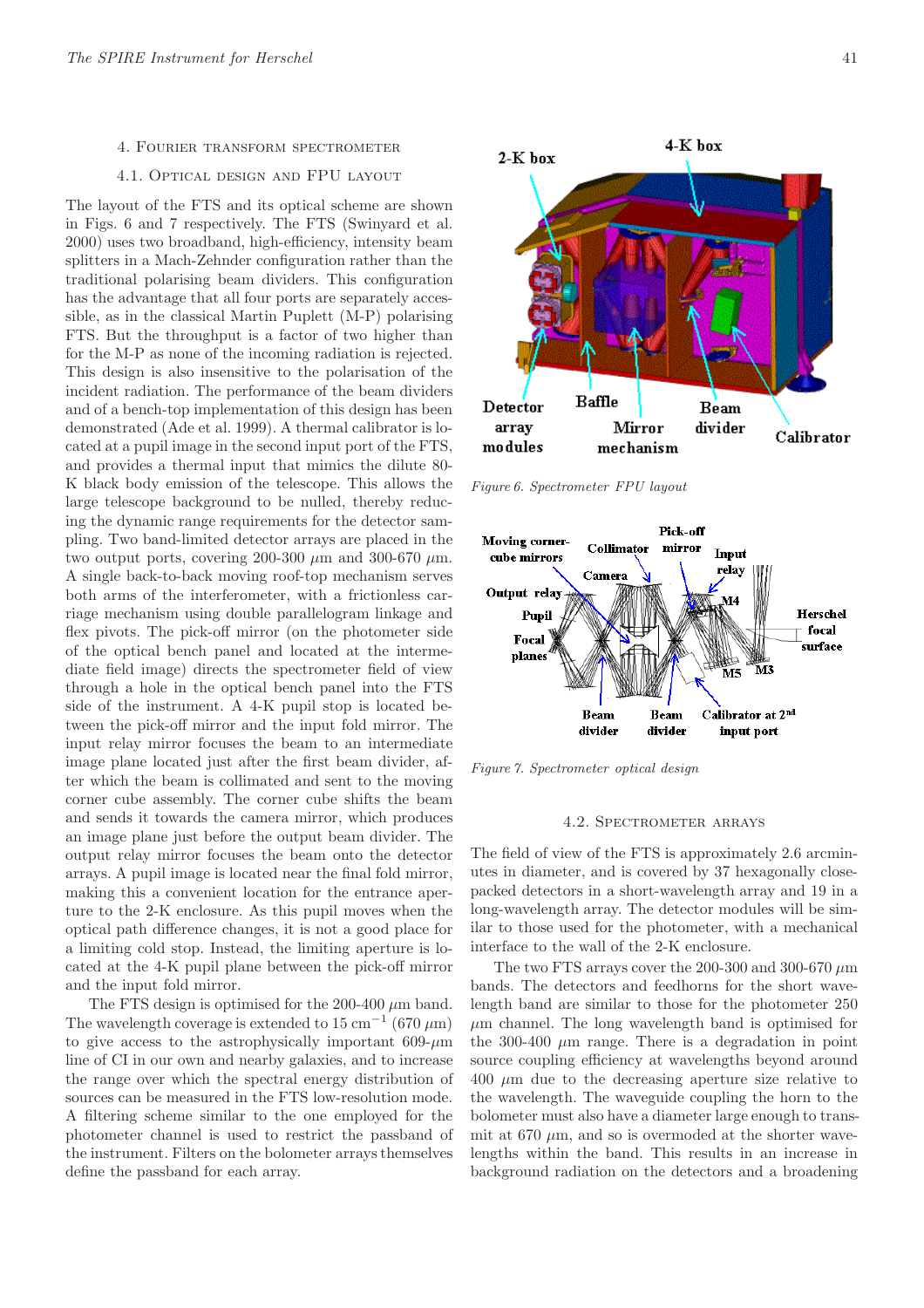## 4. Fourier transform spectrometer

### 4.1. Optical design and FPU layout

The layout of the FTS and its optical scheme are shown in Figs. 6 and 7 respectively. The FTS (Swinyard et al. 2000) uses two broadband, high-efficiency, intensity beam splitters in a Mach-Zehnder configuration rather than the traditional polarising beam dividers. This configuration has the advantage that all four ports are separately accessible, as in the classical Martin Puplett (M-P) polarising FTS. But the throughput is a factor of two higher than for the M-P as none of the incoming radiation is rejected. This design is also insensitive to the polarisation of the incident radiation. The performance of the beam dividers and of a bench-top implementation of this design has been demonstrated (Ade et al. 1999). A thermal calibrator is located at a pupil image in the second input port of the FTS, and provides a thermal input that mimics the dilute 80-K black body emission of the telescope. This allows the large telescope background to be nulled, thereby reducing the dynamic range requirements for the detector sampling. Two band-limited detector arrays are placed in the two output ports, covering 200-300 $\mu$m and 300-670 $\mu$m. A single back-to-back moving roof-top mechanism serves both arms of the interferometer, with a frictionless carriage mechanism using double parallelogram linkage and flex pivots. The pick-off mirror (on the photometer side of the optical bench panel and located at the intermediate field image) directs the spectrometer field of view through a hole in the optical bench panel into the FTS side of the instrument. A 4-K pupil stop is located between the pick-off mirror and the input fold mirror. The input relay mirror focuses the beam to an intermediate image plane located just after the first beam divider, after which the beam is collimated and sent to the moving corner cube assembly. The corner cube shifts the beam and sends it towards the camera mirror, which produces an image plane just before the output beam divider. The output relay mirror focuses the beam onto the detector arrays. A pupil image is located near the final fold mirror, making this a convenient location for the entrance aperture to the 2-K enclosure. As this pupil moves when the optical path difference changes, it is not a good place for a limiting cold stop. Instead, the limiting aperture is located at the 4-K pupil plane between the pick-off mirror and the input fold mirror.

The FTS design is optimised for the 200-400 $\mu$m band. The wavelength coverage is extended to 15 cm$^{-1}$ (670 $\mu$m) to give access to the astrophysically important 609-$\mu$m line of CI in our own and nearby galaxies, and to increase the range over which the spectral energy distribution of sources can be measured in the FTS low-resolution mode. A filtering scheme similar to the one employed for the photometer channel is used to restrict the passband of the instrument. Filters on the bolometer arrays themselves define the passband for each array.

*Figure 6. Spectrometer FPU layout*

*Figure 7. Spectrometer optical design*

### 4.2. Spectrometer arrays

The field of view of the FTS is approximately 2.6 arcminutes in diameter, and is covered by 37 hexagonally close-packed detectors in a short-wavelength array and 19 in a long-wavelength array. The detector modules will be similar to those used for the photometer, with a mechanical interface to the wall of the 2-K enclosure.

The two FTS arrays cover the 200-300 and 300-670 $\mu$m bands. The detectors and feedhorns for the short wavelength band are similar to those for the photometer 250 $\mu$m channel. The long wavelength band is optimised for the 300-400 $\mu$m range. There is a degradation in point source coupling efficiency at wavelengths beyond around 400 $\mu$m due to the decreasing aperture size relative to the wavelength. The waveguide coupling the horn to the bolometer must also have a diameter large enough to transmit at 670 $\mu$m, and so is overmoded at the shorter wavelengths within the band. This results in an increase in background radiation on the detectors and a broadening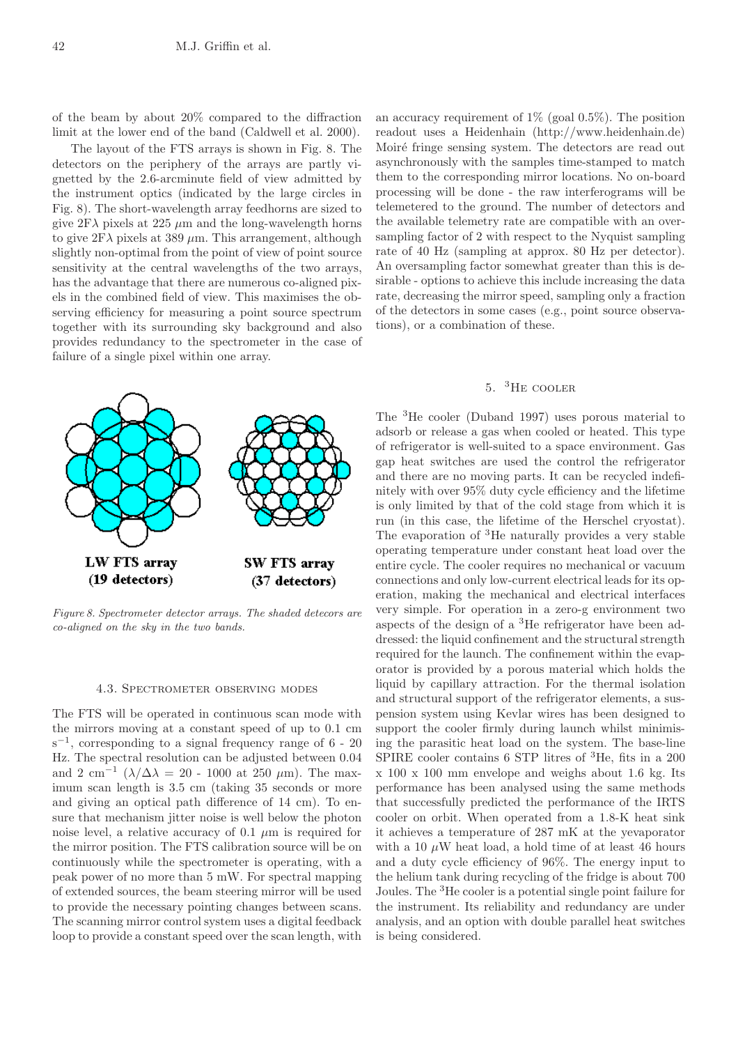of the beam by about 20% compared to the diffraction limit at the lower end of the band (Caldwell et al. 2000).

The layout of the FTS arrays is shown in Fig. 8. The detectors on the periphery of the arrays are partly vignetted by the 2.6-arcminute field of view admitted by the instrument optics (indicated by the large circles in Fig. 8). The short-wavelength array feedhorns are sized to give $2F\lambda$ pixels at 225 $\mu$m and the long-wavelength horns to give $2F\lambda$ pixels at 389 $\mu$m. This arrangement, although slightly non-optimal from the point of view of point source sensitivity at the central wavelengths of the two arrays, has the advantage that there are numerous co-aligned pixels in the combined field of view. This maximises the observing efficiency for measuring a point source spectrum together with its surrounding sky background and also provides redundancy to the spectrometer in the case of failure of a single pixel within one array.

**LW FTS array (19 detectors)** **SW FTS array (37 detectors)**

*Figure 8. Spectrometer detector arrays. The shaded detecors are co-aligned on the sky in the two bands.*

### 4.3. Spectrometer observing modes

The FTS will be operated in continuous scan mode with the mirrors moving at a constant speed of up to 0.1 cm $s^{-1}$, corresponding to a signal frequency range of 6 - 20 Hz. The spectral resolution can be adjusted between 0.04 and 2 $cm^{-1}$ ($\lambda/\Delta\lambda$ = 20 - 1000 at 250 $\mu$m). The maximum scan length is 3.5 cm (taking 35 seconds or more and giving an optical path difference of 14 cm). To ensure that mechanism jitter noise is well below the photon noise level, a relative accuracy of 0.1 $\mu$m is required for the mirror position. The FTS calibration source will be on continuously while the spectrometer is operating, with a peak power of no more than 5 mW. For spectral mapping of extended sources, the beam steering mirror will be used to provide the necessary pointing changes between scans. The scanning mirror control system uses a digital feedback loop to provide a constant speed over the scan length, with an accuracy requirement of 1% (goal 0.5%). The position readout uses a Heidenhain (http://www.heidenhain.de) Moiré fringe sensing system. The detectors are read out asynchronously with the samples time-stamped to match them to the corresponding mirror locations. No on-board processing will be done - the raw interferograms will be telemetered to the ground. The number of detectors and the available telemetry rate are compatible with an oversampling factor of 2 with respect to the Nyquist sampling rate of 40 Hz (sampling at approx. 80 Hz per detector). An oversampling factor somewhat greater than this is desirable - options to achieve this include increasing the data rate, decreasing the mirror speed, sampling only a fraction of the detectors in some cases (e.g., point source observations), or a combination of these.

## 5. $^3$He cooler

The $^3$He cooler (Duband 1997) uses porous material to adsorb or release a gas when cooled or heated. This type of refrigerator is well-suited to a space environment. Gas gap heat switches are used the control the refrigerator and there are no moving parts. It can be recycled indefinitely with over 95% duty cycle efficiency and the lifetime is only limited by that of the cold stage from which it is run (in this case, the lifetime of the Herschel cryostat). The evaporation of $^3$He naturally provides a very stable operating temperature under constant heat load over the entire cycle. The cooler requires no mechanical or vacuum connections and only low-current electrical leads for its operation, making the mechanical and electrical interfaces very simple. For operation in a zero-g environment two aspects of the design of a $^3$He refrigerator have been addressed: the liquid confinement and the structural strength required for the launch. The confinement within the evaporator is provided by a porous material which holds the liquid by capillary attraction. For the thermal isolation and structural support of the refrigerator elements, a suspension system using Kevlar wires has been designed to support the cooler firmly during launch whilst minimising the parasitic heat load on the system. The base-line SPIRE cooler contains 6 STP litres of $^3$He, fits in a 200 x 100 x 100 mm envelope and weighs about 1.6 kg. Its performance has been analysed using the same methods that successfully predicted the performance of the IRTS cooler on orbit. When operated from a 1.8-K heat sink it achieves a temperature of 287 mK at the yevaporator with a 10 $\mu$W heat load, a hold time of at least 46 hours and a duty cycle efficiency of 96%. The energy input to the helium tank during recycling of the fridge is about 700 Joules. The $^3$He cooler is a potential single point failure for the instrument. Its reliability and redundancy are under analysis, and an option with double parallel heat switches is being considered.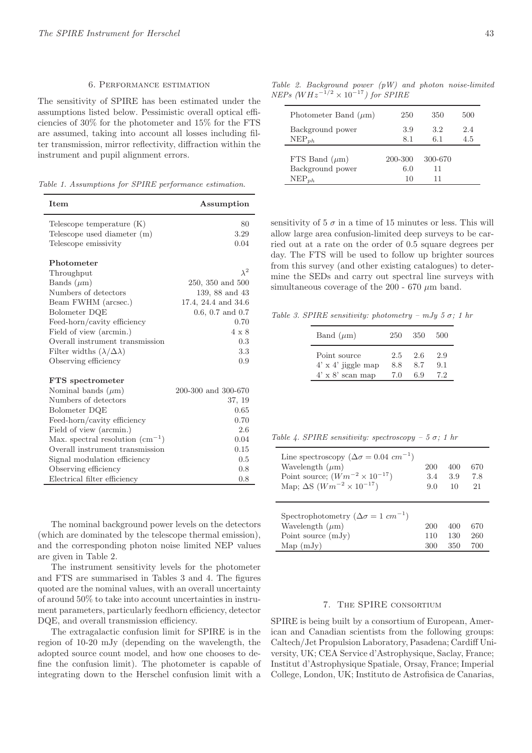## 6. Performance estimation

The sensitivity of SPIRE has been estimated under the assumptions listed below. Pessimistic overall optical efficiencies of 30% for the photometer and 15% for the FTS are assumed, taking into account all losses including filter transmission, mirror reflectivity, diffraction within the instrument and pupil alignment errors.

*Table 1. Assumptions for SPIRE performance estimation.*

| Item | Assumption |
|---|---|
| Telescope temperature (K) | 80 |
| Telescope used diameter (m) | 3.29 |
| Telescope emissivity | 0.04 |
| **Photometer** | |
| Throughput | $\lambda^2$ |
| Bands ($\mu$m) | 250, 350 and 500 |
| Numbers of detectors | 139, 88 and 43 |
| Beam FWHM (arcsec.) | 17.4, 24.4 and 34.6 |
| Bolometer DQE | 0.6, 0.7 and 0.7 |
| Feed-horn/cavity efficiency | 0.70 |
| Field of view (arcmin.) | 4 x 8 |
| Overall instrument transmission | 0.3 |
| Filter widths ($\lambda/\Delta\lambda$) | 3.3 |
| Observing efficiency | 0.9 |
| **FTS spectrometer** | |
| Nominal bands ($\mu$m) | 200-300 and 300-670 |
| Numbers of detectors | 37, 19 |
| Bolometer DQE | 0.65 |
| Feed-horn/cavity efficiency | 0.70 |
| Field of view (arcmin.) | 2.6 |
| Max. spectral resolution (cm$^{-1}$) | 0.04 |
| Overall instrument transmission | 0.15 |
| Signal modulation efficiency | 0.5 |
| Observing efficiency | 0.8 |
| Electrical filter efficiency | 0.8 |

The nominal background power levels on the detectors (which are dominated by the telescope thermal emission), and the corresponding photon noise limited NEP values are given in Table 2.

The instrument sensitivity levels for the photometer and FTS are summarised in Tables 3 and 4. The figures quoted are the nominal values, with an overall uncertainty of around 50% to take into account uncertainties in instrument parameters, particularly feedhorn efficiency, detector DQE, and overall transmission efficiency.

The extragalactic confusion limit for SPIRE is in the region of 10-20 mJy (depending on the wavelength, the adopted source count model, and how one chooses to define the confusion limit). The photometer is capable of integrating down to the Herschel confusion limit with a sensitivity of 5 $\sigma$ in a time of 15 minutes or less. This will allow large area confusion-limited deep surveys to be carried out at a rate on the order of 0.5 square degrees per day. The FTS will be used to follow up brighter sources from this survey (and other existing catalogues) to determine the SEDs and carry out spectral line surveys with simultaneous coverage of the 200 - 670 $\mu$m band.

*Table 2. Background power (pW) and photon noise-limited NEPs ($WHz^{-1/2} \times 10^{-17}$) for SPIRE*

| Photometer Band ($\mu$m) | 250 | 350 | 500 |
|---|---|---|---|
| Background power | 3.9 | 3.2 | 2.4 |
| $NEP_{ph}$ | 8.1 | 6.1 | 4.5 |
| FTS Band ($\mu$m) | 200-300 | 300-670 | |
| Background power | 6.0 | 11 | |
| $NEP_{ph}$ | 10 | 11 | |

*Table 3. SPIRE sensitivity: photometry – mJy 5 $\sigma$; 1 hr*

| Band ($\mu$m) | 250 | 350 | 500 |
|---|---|---|---|
| Point source | 2.5 | 2.6 | 2.9 |
| 4' x 4' jiggle map | 8.8 | 8.7 | 9.1 |
| 4' x 8' scan map | 7.0 | 6.9 | 7.2 |

*Table 4. SPIRE sensitivity: spectroscopy – 5 $\sigma$; 1 hr*

| Line spectroscopy ($\Delta\sigma = 0.04\ cm^{-1}$) | | | |
|---|---|---|---|
| Wavelength ($\mu$m) | 200 | 400 | 670 |
| Point source; ($Wm^{-2} \times 10^{-17}$) | 3.4 | 3.9 | 7.8 |
| Map; $\Delta$S ($Wm^{-2} \times 10^{-17}$) | 9.0 | 10 | 21 |
| **Spectrophotometry ($\Delta\sigma = 1\ cm^{-1}$)** | | | |
| Wavelength ($\mu$m) | 200 | 400 | 670 |
| Point source (mJy) | 110 | 130 | 260 |
| Map (mJy) | 300 | 350 | 700 |

## 7. The SPIRE consortium

SPIRE is being built by a consortium of European, American and Canadian scientists from the following groups: Caltech/Jet Propulsion Laboratory, Pasadena; Cardiff University, UK; CEA Service d'Astrophysique, Saclay, France; Institut d'Astrophysique Spatiale, Orsay, France; Imperial College, London, UK; Instituto de Astrofisica de Canarias,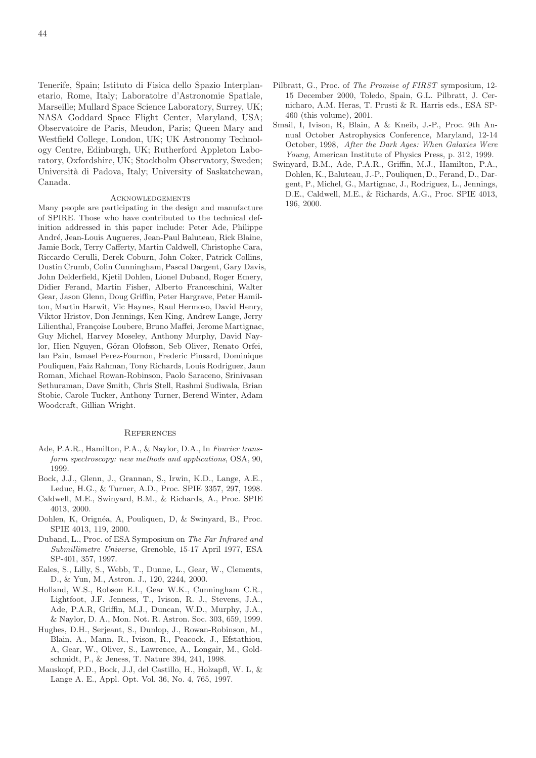Tenerife, Spain; Istituto di Fisica dello Spazio Interplanetario, Rome, Italy; Laboratoire d'Astronomie Spatiale, Marseille; Mullard Space Science Laboratory, Surrey, UK; NASA Goddard Space Flight Center, Maryland, USA; Observatoire de Paris, Meudon, Paris; Queen Mary and Westfield College, London, UK; UK Astronomy Technology Centre, Edinburgh, UK; Rutherford Appleton Laboratory, Oxfordshire, UK; Stockholm Observatory, Sweden; Università di Padova, Italy; University of Saskatchewan, Canada.

## Acknowledgements

Many people are participating in the design and manufacture of SPIRE. Those who have contributed to the technical definition addressed in this paper include: Peter Ade, Philippe André, Jean-Louis Augueres, Jean-Paul Baluteau, Rick Blaine, Jamie Bock, Terry Cafferty, Martin Caldwell, Christophe Cara, Riccardo Cerulli, Derek Coburn, John Coker, Patrick Collins, Dustin Crumb, Colin Cunningham, Pascal Dargent, Gary Davis, John Delderfield, Kjetil Dohlen, Lionel Duband, Roger Emery, Didier Ferand, Martin Fisher, Alberto Franceschini, Walter Gear, Jason Glenn, Doug Griffin, Peter Hargrave, Peter Hamilton, Martin Harwit, Vic Haynes, Raul Hermoso, David Henry, Viktor Hristov, Don Jennings, Ken King, Andrew Lange, Jerry Lilienthal, Françoise Loubere, Bruno Maffei, Jerome Martignac, Guy Michel, Harvey Moseley, Anthony Murphy, David Naylor, Hien Nguyen, Göran Olofsson, Seb Oliver, Renato Orfei, Ian Pain, Ismael Perez-Fournon, Frederic Pinsard, Dominique Pouliquen, Faiz Rahman, Tony Richards, Louis Rodriguez, Jaun Roman, Michael Rowan-Robinson, Paolo Saraceno, Srinivasan Sethuraman, Dave Smith, Chris Stell, Rashmi Sudiwala, Brian Stobie, Carole Tucker, Anthony Turner, Berend Winter, Adam Woodcraft, Gillian Wright.

## References

- Ade, P.A.R., Hamilton, P.A., & Naylor, D.A., In *Fourier transform spectroscopy: new methods and applications*, OSA, 90, 1999.
- Bock, J.J., Glenn, J., Grannan, S., Irwin, K.D., Lange, A.E., Leduc, H.G., & Turner, A.D., Proc. SPIE 3357, 297, 1998.
- Caldwell, M.E., Swinyard, B.M., & Richards, A., Proc. SPIE 4013, 2000.
- Dohlen, K, Orignéa, A, Pouliquen, D, & Swinyard, B., Proc. SPIE 4013, 119, 2000.
- Duband, L., Proc. of ESA Symposium on *The Far Infrared and Submillimetre Universe*, Grenoble, 15-17 April 1977, ESA SP-401, 357, 1997.
- Eales, S., Lilly, S., Webb, T., Dunne, L., Gear, W., Clements, D., & Yun, M., Astron. J., 120, 2244, 2000.
- Holland, W.S., Robson E.I., Gear W.K., Cunningham C.R., Lightfoot, J.F. Jenness, T., Ivison, R. J., Stevens, J.A., Ade, P.A.R, Griffin, M.J., Duncan, W.D., Murphy, J.A., & Naylor, D. A., Mon. Not. R. Astron. Soc. 303, 659, 1999.
- Hughes, D.H., Serjeant, S., Dunlop, J., Rowan-Robinson, M., Blain, A., Mann, R., Ivison, R., Peacock, J., Efstathiou, A, Gear, W., Oliver, S., Lawrence, A., Longair, M., Goldschmidt, P., & Jeness, T. Nature 394, 241, 1998.
- Mauskopf, P.D., Bock, J.J, del Castillo, H., Holzapfl, W. L, & Lange A. E., Appl. Opt. Vol. 36, No. 4, 765, 1997.
- Pilbratt, G., Proc. of *The Promise of FIRST* symposium, 12-15 December 2000, Toledo, Spain, G.L. Pilbratt, J. Cernicharo, A.M. Heras, T. Prusti & R. Harris eds., ESA SP-460 (this volume), 2001.
- Smail, I, Ivison, R, Blain, A & Kneib, J.-P., Proc. 9th Annual October Astrophysics Conference, Maryland, 12-14 October, 1998, *After the Dark Ages: When Galaxies Were Young*, American Institute of Physics Press, p. 312, 1999.
- Swinyard, B.M., Ade, P.A.R., Griffin, M.J., Hamilton, P.A., Dohlen, K., Baluteau, J.-P., Pouliquen, D., Ferand, D., Dargent, P., Michel, G., Martignac, J., Rodriguez, L., Jennings, D.E., Caldwell, M.E., & Richards, A.G., Proc. SPIE 4013, 196, 2000.